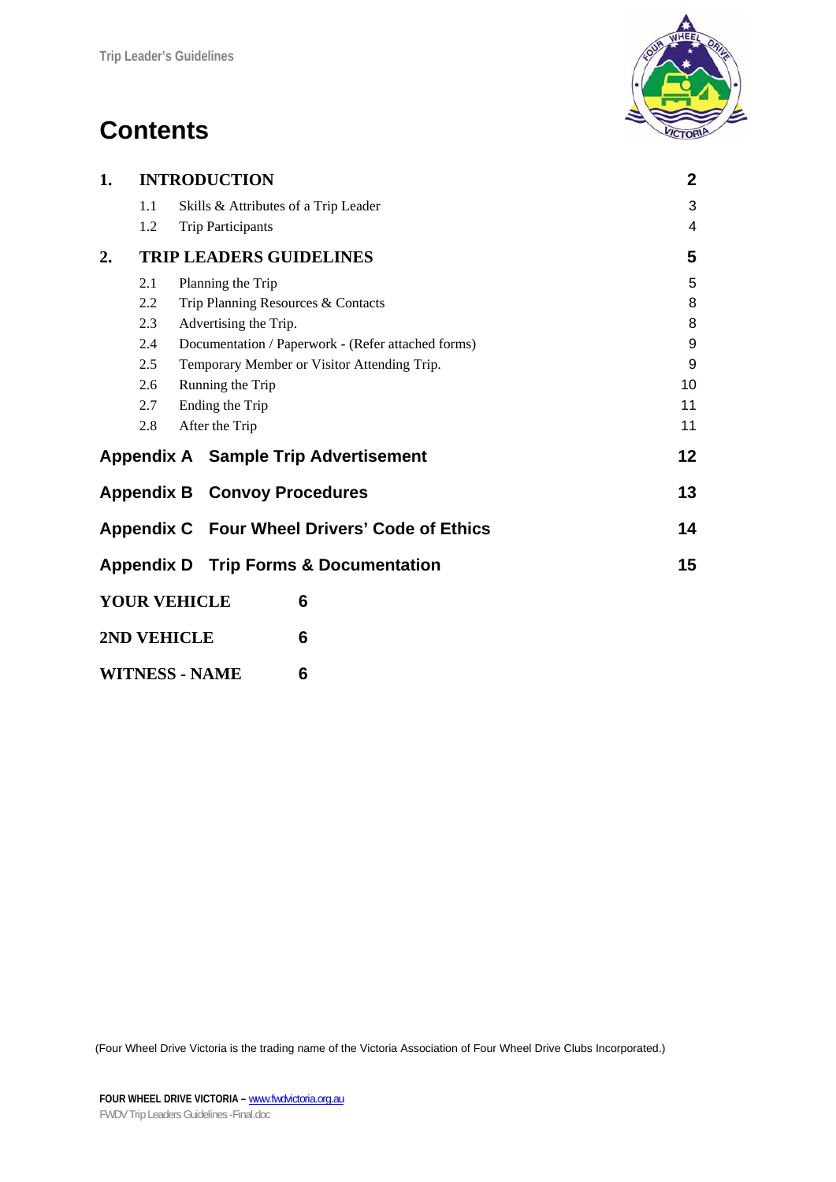# Contents

| | | |
|---|---|---|
| **1.** | **INTRODUCTION** | **2** |
| 1.1 | Skills & Attributes of a Trip Leader | 3 |
| 1.2 | Trip Participants | 4 |
| **2.** | **TRIP LEADERS GUIDELINES** | **5** |
| 2.1 | Planning the Trip | 5 |
| 2.2 | Trip Planning Resources & Contacts | 8 |
| 2.3 | Advertising the Trip. | 8 |
| 2.4 | Documentation / Paperwork - (Refer attached forms) | 9 |
| 2.5 | Temporary Member or Visitor Attending Trip. | 9 |
| 2.6 | Running the Trip | 10 |
| 2.7 | Ending the Trip | 11 |
| 2.8 | After the Trip | 11 |
| **Appendix A** | **Sample Trip Advertisement** | **12** |
| **Appendix B** | **Convoy Procedures** | **13** |
| **Appendix C** | **Four Wheel Drivers' Code of Ethics** | **14** |
| **Appendix D** | **Trip Forms & Documentation** | **15** |
| **YOUR VEHICLE** | | **6** |
| **2ND VEHICLE** | | **6** |
| **WITNESS - NAME** | | **6** |

(Four Wheel Drive Victoria is the trading name of the Victoria Association of Four Wheel Drive Clubs Incorporated.)

**FOUR WHEEL DRIVE VICTORIA –** www.fwdvictoria.org.au
FWDV Trip Leaders Guidelines -Final.doc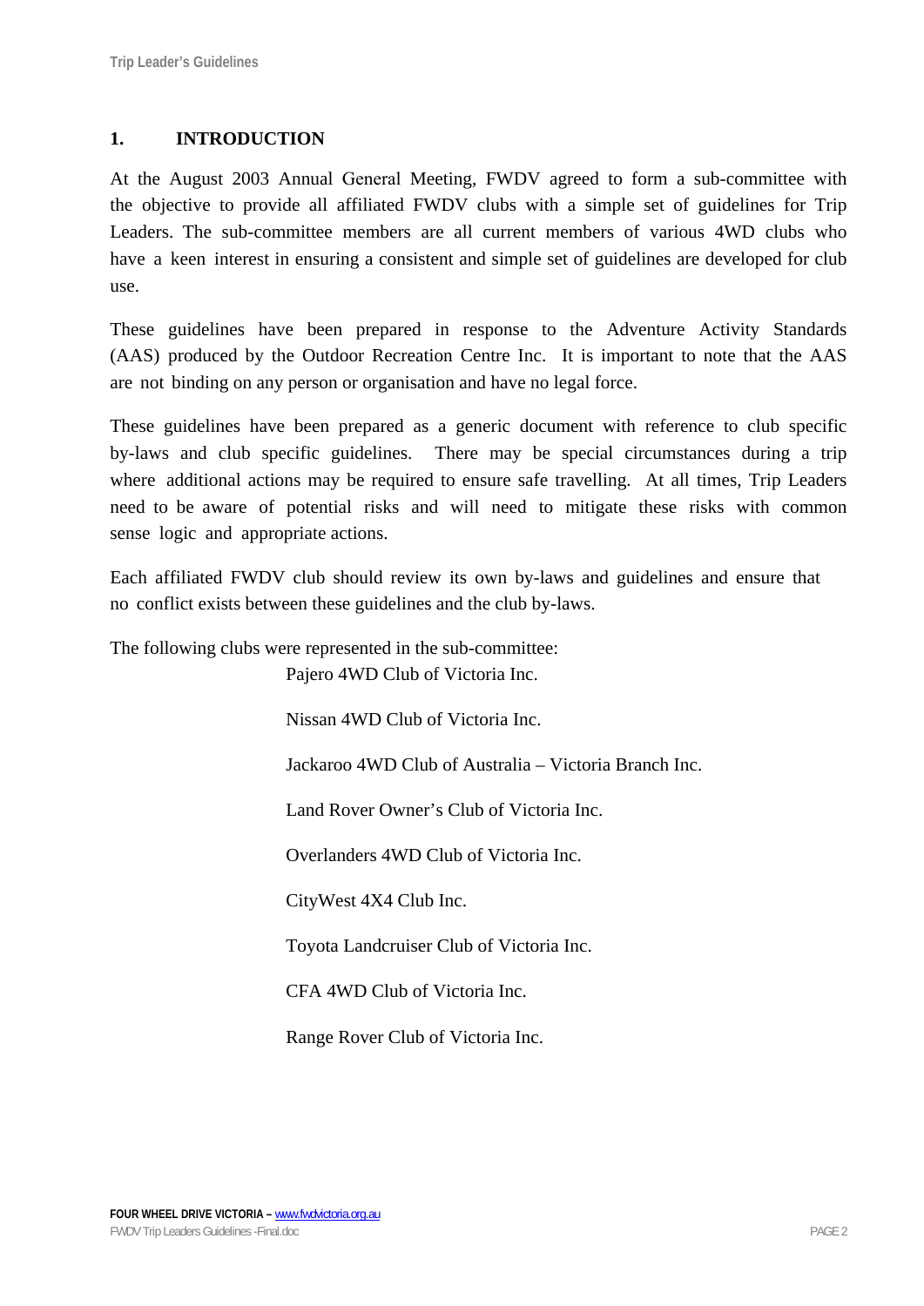## 1. INTRODUCTION

At the August 2003 Annual General Meeting, FWDV agreed to form a sub-committee with the objective to provide all affiliated FWDV clubs with a simple set of guidelines for Trip Leaders. The sub-committee members are all current members of various 4WD clubs who have a keen interest in ensuring a consistent and simple set of guidelines are developed for club use.

These guidelines have been prepared in response to the Adventure Activity Standards (AAS) produced by the Outdoor Recreation Centre Inc. It is important to note that the AAS are not binding on any person or organisation and have no legal force.

These guidelines have been prepared as a generic document with reference to club specific by-laws and club specific guidelines. There may be special circumstances during a trip where additional actions may be required to ensure safe travelling. At all times, Trip Leaders need to be aware of potential risks and will need to mitigate these risks with common sense logic and appropriate actions.

Each affiliated FWDV club should review its own by-laws and guidelines and ensure that no conflict exists between these guidelines and the club by-laws.

The following clubs were represented in the sub-committee:

Pajero 4WD Club of Victoria Inc.

Nissan 4WD Club of Victoria Inc.

Jackaroo 4WD Club of Australia – Victoria Branch Inc.

Land Rover Owner's Club of Victoria Inc.

Overlanders 4WD Club of Victoria Inc.

CityWest 4X4 Club Inc.

Toyota Landcruiser Club of Victoria Inc.

CFA 4WD Club of Victoria Inc.

Range Rover Club of Victoria Inc.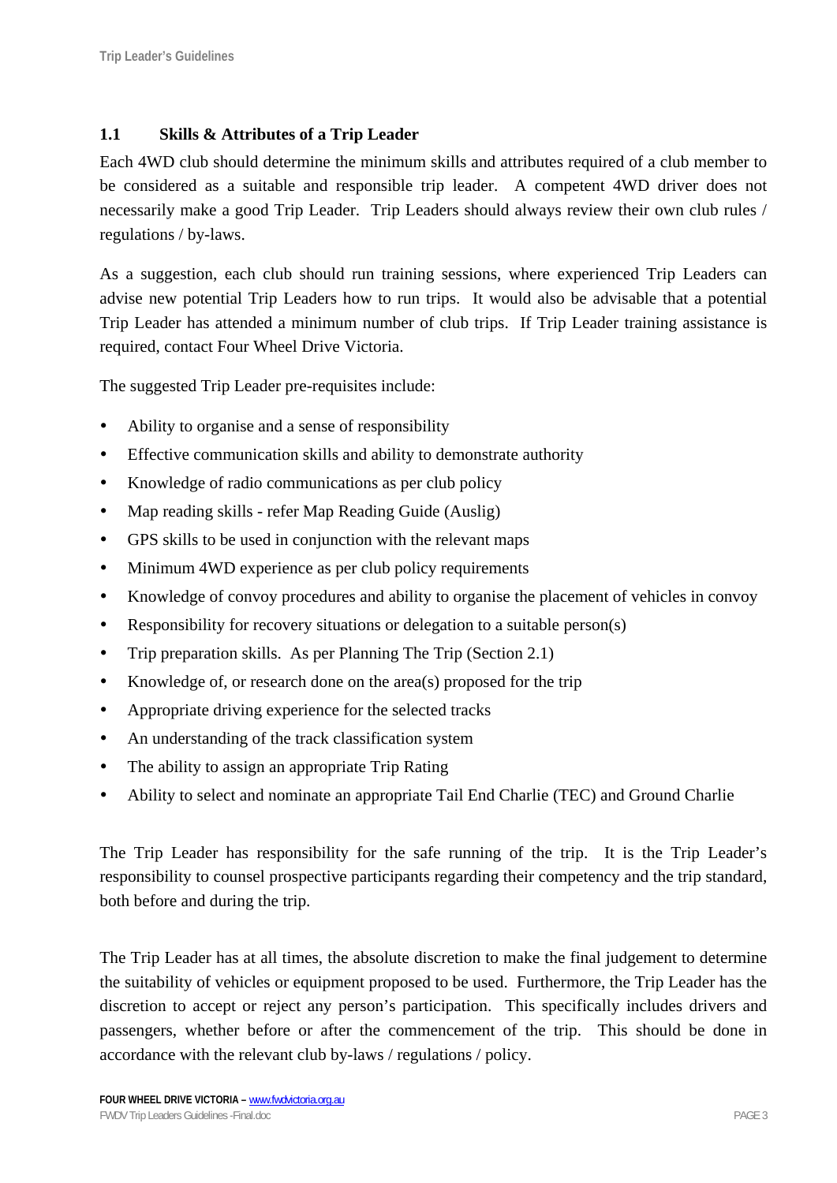### 1.1 Skills & Attributes of a Trip Leader

Each 4WD club should determine the minimum skills and attributes required of a club member to be considered as a suitable and responsible trip leader. A competent 4WD driver does not necessarily make a good Trip Leader. Trip Leaders should always review their own club rules / regulations / by-laws.

As a suggestion, each club should run training sessions, where experienced Trip Leaders can advise new potential Trip Leaders how to run trips. It would also be advisable that a potential Trip Leader has attended a minimum number of club trips. If Trip Leader training assistance is required, contact Four Wheel Drive Victoria.

The suggested Trip Leader pre-requisites include:

- Ability to organise and a sense of responsibility
- Effective communication skills and ability to demonstrate authority
- Knowledge of radio communications as per club policy
- Map reading skills - refer Map Reading Guide (Auslig)
- GPS skills to be used in conjunction with the relevant maps
- Minimum 4WD experience as per club policy requirements
- Knowledge of convoy procedures and ability to organise the placement of vehicles in convoy
- Responsibility for recovery situations or delegation to a suitable person(s)
- Trip preparation skills. As per Planning The Trip (Section 2.1)
- Knowledge of, or research done on the area(s) proposed for the trip
- Appropriate driving experience for the selected tracks
- An understanding of the track classification system
- The ability to assign an appropriate Trip Rating
- Ability to select and nominate an appropriate Tail End Charlie (TEC) and Ground Charlie

The Trip Leader has responsibility for the safe running of the trip. It is the Trip Leader's responsibility to counsel prospective participants regarding their competency and the trip standard, both before and during the trip.

The Trip Leader has at all times, the absolute discretion to make the final judgement to determine the suitability of vehicles or equipment proposed to be used. Furthermore, the Trip Leader has the discretion to accept or reject any person's participation. This specifically includes drivers and passengers, whether before or after the commencement of the trip. This should be done in accordance with the relevant club by-laws / regulations / policy.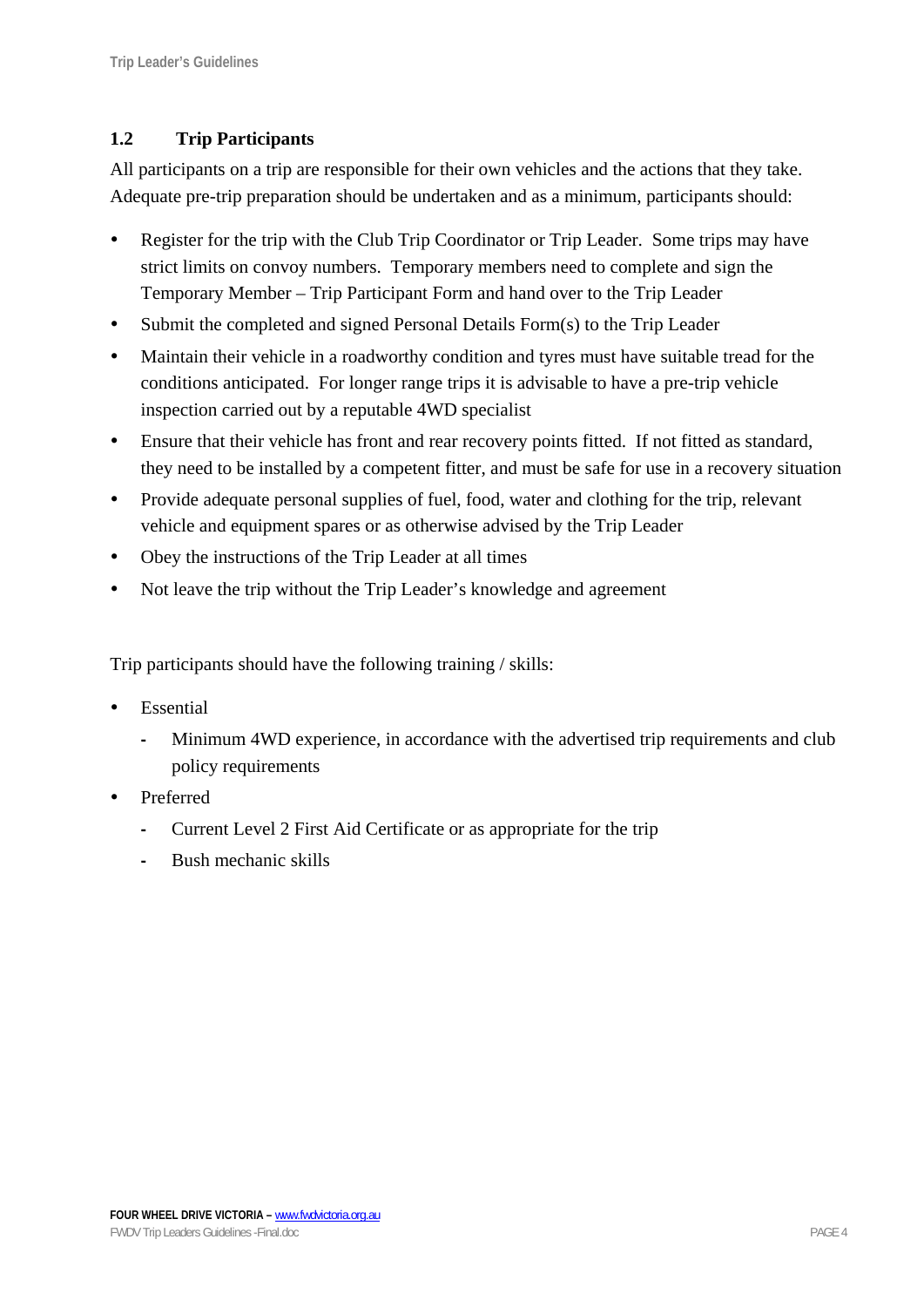## 1.2 Trip Participants

All participants on a trip are responsible for their own vehicles and the actions that they take. Adequate pre-trip preparation should be undertaken and as a minimum, participants should:

- Register for the trip with the Club Trip Coordinator or Trip Leader. Some trips may have strict limits on convoy numbers. Temporary members need to complete and sign the Temporary Member – Trip Participant Form and hand over to the Trip Leader
- Submit the completed and signed Personal Details Form(s) to the Trip Leader
- Maintain their vehicle in a roadworthy condition and tyres must have suitable tread for the conditions anticipated. For longer range trips it is advisable to have a pre-trip vehicle inspection carried out by a reputable 4WD specialist
- Ensure that their vehicle has front and rear recovery points fitted. If not fitted as standard, they need to be installed by a competent fitter, and must be safe for use in a recovery situation
- Provide adequate personal supplies of fuel, food, water and clothing for the trip, relevant vehicle and equipment spares or as otherwise advised by the Trip Leader
- Obey the instructions of the Trip Leader at all times
- Not leave the trip without the Trip Leader's knowledge and agreement

Trip participants should have the following training / skills:

- Essential
  - Minimum 4WD experience, in accordance with the advertised trip requirements and club policy requirements
- Preferred
  - Current Level 2 First Aid Certificate or as appropriate for the trip
  - Bush mechanic skills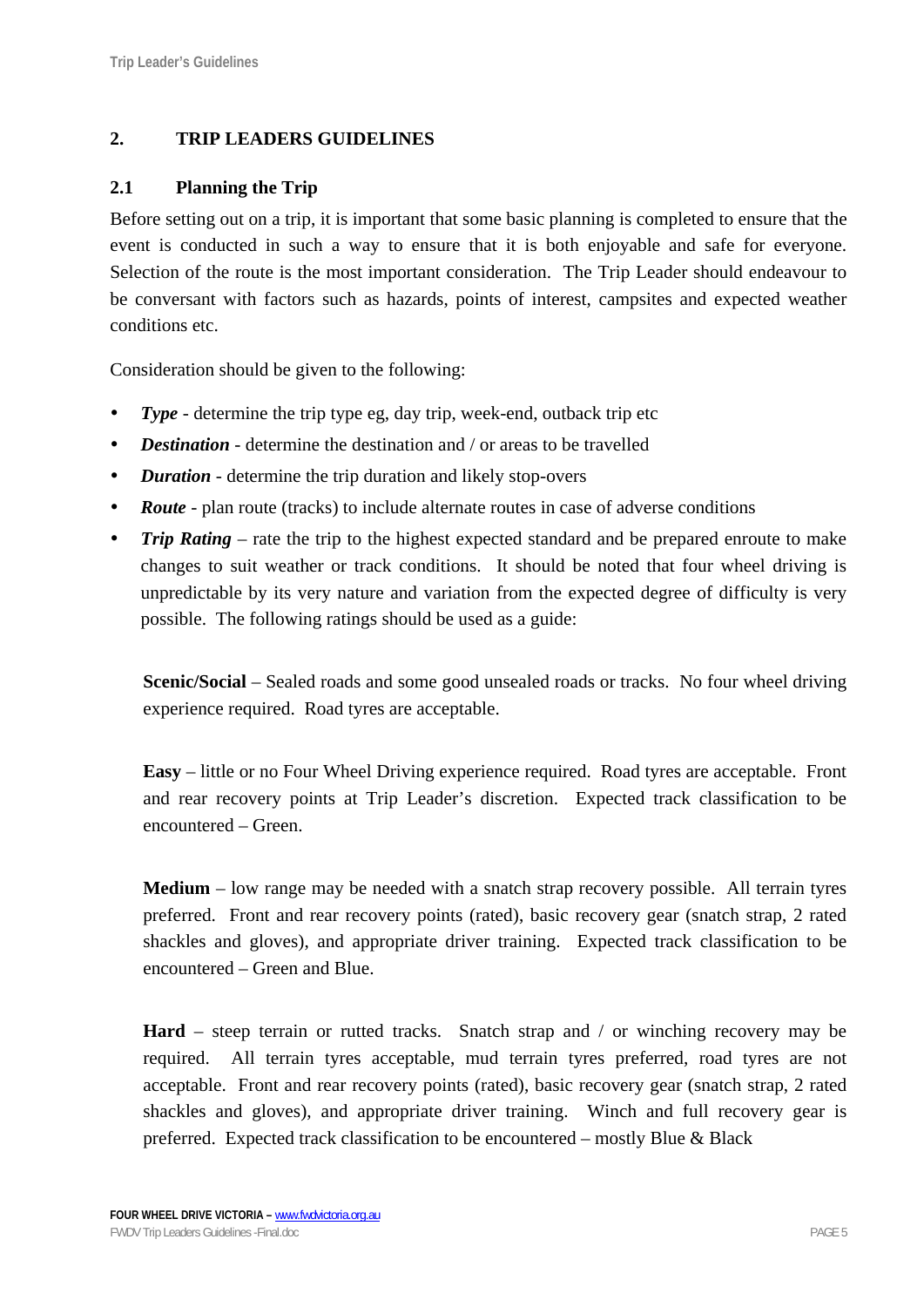## 2. TRIP LEADERS GUIDELINES

### 2.1 Planning the Trip

Before setting out on a trip, it is important that some basic planning is completed to ensure that the event is conducted in such a way to ensure that it is both enjoyable and safe for everyone. Selection of the route is the most important consideration. The Trip Leader should endeavour to be conversant with factors such as hazards, points of interest, campsites and expected weather conditions etc.

Consideration should be given to the following:

- ***Type*** - determine the trip type eg, day trip, week-end, outback trip etc
- ***Destination*** - determine the destination and / or areas to be travelled
- ***Duration*** - determine the trip duration and likely stop-overs
- ***Route*** - plan route (tracks) to include alternate routes in case of adverse conditions
- ***Trip Rating*** – rate the trip to the highest expected standard and be prepared enroute to make changes to suit weather or track conditions. It should be noted that four wheel driving is unpredictable by its very nature and variation from the expected degree of difficulty is very possible. The following ratings should be used as a guide:

  **Scenic/Social** – Sealed roads and some good unsealed roads or tracks. No four wheel driving experience required. Road tyres are acceptable.

  **Easy** – little or no Four Wheel Driving experience required. Road tyres are acceptable. Front and rear recovery points at Trip Leader's discretion. Expected track classification to be encountered – Green.

  **Medium** – low range may be needed with a snatch strap recovery possible. All terrain tyres preferred. Front and rear recovery points (rated), basic recovery gear (snatch strap, 2 rated shackles and gloves), and appropriate driver training. Expected track classification to be encountered – Green and Blue.

  **Hard** – steep terrain or rutted tracks. Snatch strap and / or winching recovery may be required. All terrain tyres acceptable, mud terrain tyres preferred, road tyres are not acceptable. Front and rear recovery points (rated), basic recovery gear (snatch strap, 2 rated shackles and gloves), and appropriate driver training. Winch and full recovery gear is preferred. Expected track classification to be encountered – mostly Blue & Black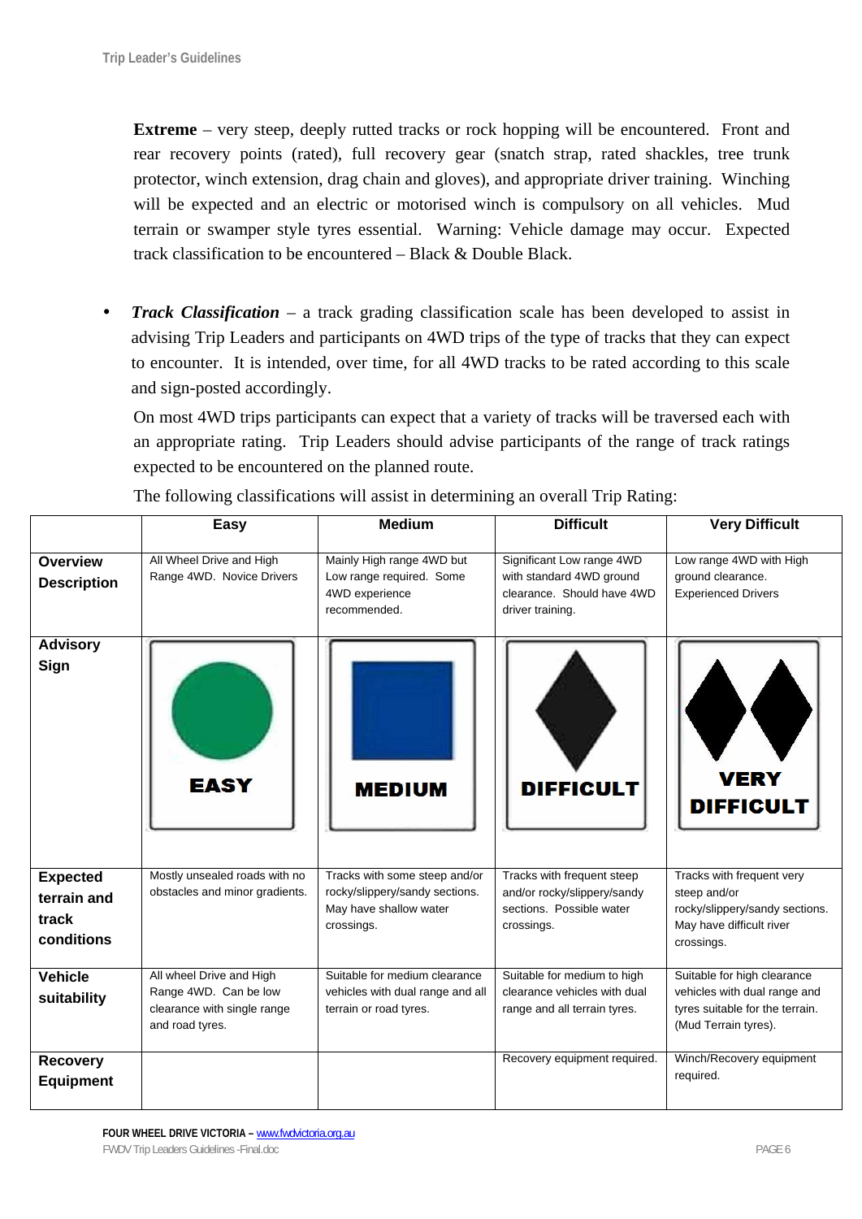**Extreme** – very steep, deeply rutted tracks or rock hopping will be encountered. Front and rear recovery points (rated), full recovery gear (snatch strap, rated shackles, tree trunk protector, winch extension, drag chain and gloves), and appropriate driver training. Winching will be expected and an electric or motorised winch is compulsory on all vehicles. Mud terrain or swamper style tyres essential. Warning: Vehicle damage may occur. Expected track classification to be encountered – Black & Double Black.

- ***Track Classification*** – a track grading classification scale has been developed to assist in advising Trip Leaders and participants on 4WD trips of the type of tracks that they can expect to encounter. It is intended, over time, for all 4WD tracks to be rated according to this scale and sign-posted accordingly.

  On most 4WD trips participants can expect that a variety of tracks will be traversed each with an appropriate rating. Trip Leaders should advise participants of the range of track ratings expected to be encountered on the planned route.

  The following classifications will assist in determining an overall Trip Rating:

| | Easy | Medium | Difficult | Very Difficult |
|---|---|---|---|---|
| **Overview Description** | All Wheel Drive and High Range 4WD. Novice Drivers | Mainly High range 4WD but Low range required. Some 4WD experience recommended. | Significant Low range 4WD with standard 4WD ground clearance. Should have 4WD driver training. | Low range 4WD with High ground clearance. Experienced Drivers |
| **Advisory Sign** | EASY | MEDIUM | DIFFICULT | VERY DIFFICULT |
| **Expected terrain and track conditions** | Mostly unsealed roads with no obstacles and minor gradients. | Tracks with some steep and/or rocky/slippery/sandy sections. May have shallow water crossings. | Tracks with frequent steep and/or rocky/slippery/sandy sections. Possible water crossings. | Tracks with frequent very steep and/or rocky/slippery/sandy sections. May have difficult river crossings. |
| **Vehicle suitability** | All wheel Drive and High Range 4WD. Can be low clearance with single range and road tyres. | Suitable for medium clearance vehicles with dual range and all terrain or road tyres. | Suitable for medium to high clearance vehicles with dual range and all terrain tyres. | Suitable for high clearance vehicles with dual range and tyres suitable for the terrain. (Mud Terrain tyres). |
| **Recovery Equipment** | | | Recovery equipment required. | Winch/Recovery equipment required. |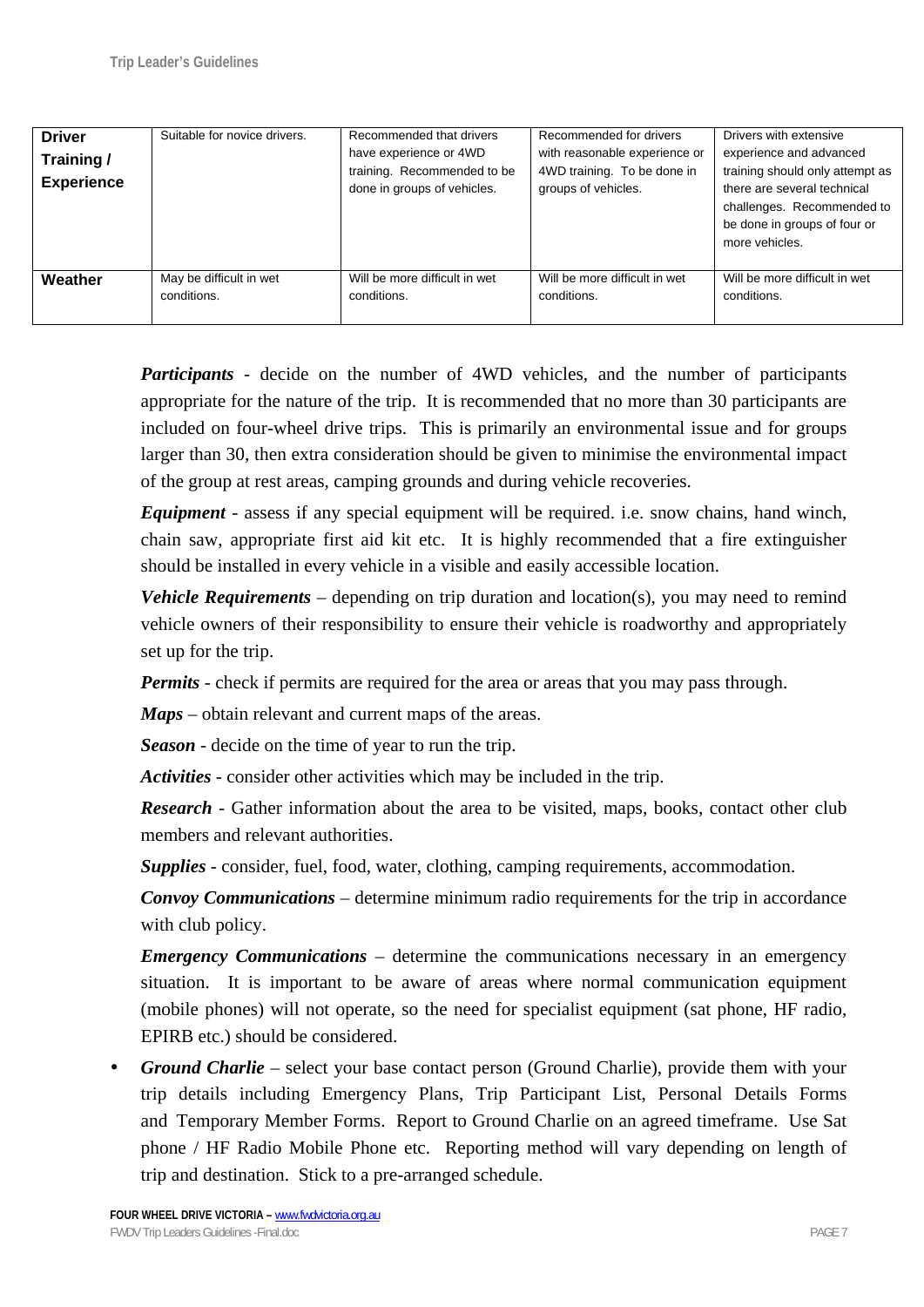| **Driver Training / Experience** | Suitable for novice drivers. | Recommended that drivers have experience or 4WD training. Recommended to be done in groups of vehicles. | Recommended for drivers with reasonable experience or 4WD training. To be done in groups of vehicles. | Drivers with extensive experience and advanced training should only attempt as there are several technical challenges. Recommended to be done in groups of four or more vehicles. |
|---|---|---|---|---|
| **Weather** | May be difficult in wet conditions. | Will be more difficult in wet conditions. | Will be more difficult in wet conditions. | Will be more difficult in wet conditions. |

***Participants*** - decide on the number of 4WD vehicles, and the number of participants appropriate for the nature of the trip. It is recommended that no more than 30 participants are included on four-wheel drive trips. This is primarily an environmental issue and for groups larger than 30, then extra consideration should be given to minimise the environmental impact of the group at rest areas, camping grounds and during vehicle recoveries.

***Equipment*** - assess if any special equipment will be required. i.e. snow chains, hand winch, chain saw, appropriate first aid kit etc. It is highly recommended that a fire extinguisher should be installed in every vehicle in a visible and easily accessible location.

***Vehicle Requirements*** – depending on trip duration and location(s), you may need to remind vehicle owners of their responsibility to ensure their vehicle is roadworthy and appropriately set up for the trip.

***Permits*** - check if permits are required for the area or areas that you may pass through.

***Maps*** – obtain relevant and current maps of the areas.

***Season*** - decide on the time of year to run the trip.

***Activities*** - consider other activities which may be included in the trip.

***Research*** - Gather information about the area to be visited, maps, books, contact other club members and relevant authorities.

***Supplies*** - consider, fuel, food, water, clothing, camping requirements, accommodation.

***Convoy Communications*** – determine minimum radio requirements for the trip in accordance with club policy.

***Emergency Communications*** – determine the communications necessary in an emergency situation. It is important to be aware of areas where normal communication equipment (mobile phones) will not operate, so the need for specialist equipment (sat phone, HF radio, EPIRB etc.) should be considered.

- ***Ground Charlie*** – select your base contact person (Ground Charlie), provide them with your trip details including Emergency Plans, Trip Participant List, Personal Details Forms and Temporary Member Forms. Report to Ground Charlie on an agreed timeframe. Use Sat phone / HF Radio Mobile Phone etc. Reporting method will vary depending on length of trip and destination. Stick to a pre-arranged schedule.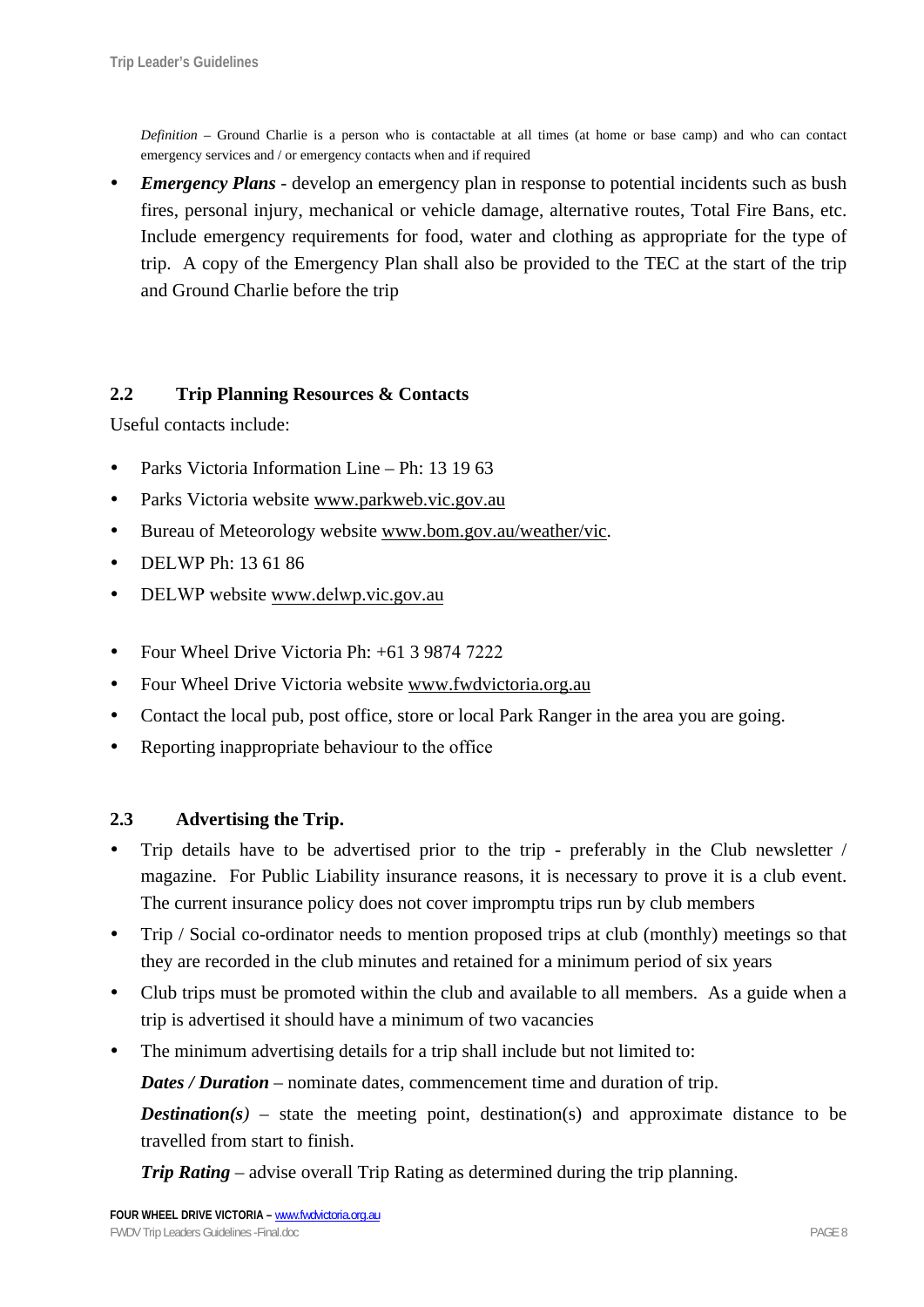*Definition* – Ground Charlie is a person who is contactable at all times (at home or base camp) and who can contact emergency services and / or emergency contacts when and if required

- ***Emergency Plans*** - develop an emergency plan in response to potential incidents such as bush fires, personal injury, mechanical or vehicle damage, alternative routes, Total Fire Bans, etc. Include emergency requirements for food, water and clothing as appropriate for the type of trip. A copy of the Emergency Plan shall also be provided to the TEC at the start of the trip and Ground Charlie before the trip

## 2.2 Trip Planning Resources & Contacts

Useful contacts include:

- Parks Victoria Information Line – Ph: 13 19 63
- Parks Victoria website www.parkweb.vic.gov.au
- Bureau of Meteorology website www.bom.gov.au/weather/vic.
- DELWP Ph: 13 61 86
- DELWP website www.delwp.vic.gov.au

- Four Wheel Drive Victoria Ph: +61 3 9874 7222
- Four Wheel Drive Victoria website www.fwdvictoria.org.au
- Contact the local pub, post office, store or local Park Ranger in the area you are going.
- Reporting inappropriate behaviour to the office

## 2.3 Advertising the Trip.

- Trip details have to be advertised prior to the trip - preferably in the Club newsletter / magazine. For Public Liability insurance reasons, it is necessary to prove it is a club event. The current insurance policy does not cover impromptu trips run by club members
- Trip / Social co-ordinator needs to mention proposed trips at club (monthly) meetings so that they are recorded in the club minutes and retained for a minimum period of six years
- Club trips must be promoted within the club and available to all members. As a guide when a trip is advertised it should have a minimum of two vacancies
- The minimum advertising details for a trip shall include but not limited to:

  ***Dates / Duration*** – nominate dates, commencement time and duration of trip.

  ***Destination(s)*** – state the meeting point, destination(s) and approximate distance to be travelled from start to finish.

  ***Trip Rating*** – advise overall Trip Rating as determined during the trip planning.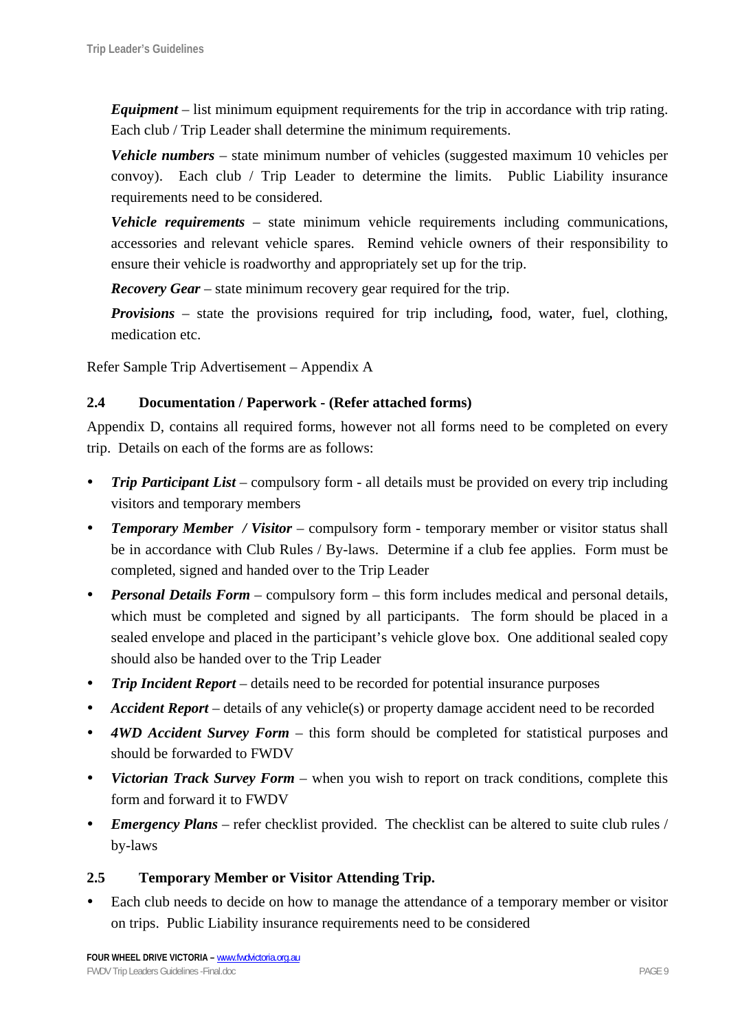***Equipment*** – list minimum equipment requirements for the trip in accordance with trip rating. Each club / Trip Leader shall determine the minimum requirements.

***Vehicle numbers*** – state minimum number of vehicles (suggested maximum 10 vehicles per convoy). Each club / Trip Leader to determine the limits. Public Liability insurance requirements need to be considered.

***Vehicle requirements*** – state minimum vehicle requirements including communications, accessories and relevant vehicle spares. Remind vehicle owners of their responsibility to ensure their vehicle is roadworthy and appropriately set up for the trip.

***Recovery Gear*** – state minimum recovery gear required for the trip.

***Provisions*** – state the provisions required for trip including**,** food, water, fuel, clothing, medication etc.

Refer Sample Trip Advertisement – Appendix A

## 2.4 Documentation / Paperwork - (Refer attached forms)

Appendix D, contains all required forms, however not all forms need to be completed on every trip. Details on each of the forms are as follows:

- ***Trip Participant List*** – compulsory form - all details must be provided on every trip including visitors and temporary members
- ***Temporary Member / Visitor*** – compulsory form - temporary member or visitor status shall be in accordance with Club Rules / By-laws. Determine if a club fee applies. Form must be completed, signed and handed over to the Trip Leader
- ***Personal Details Form*** – compulsory form – this form includes medical and personal details, which must be completed and signed by all participants. The form should be placed in a sealed envelope and placed in the participant's vehicle glove box. One additional sealed copy should also be handed over to the Trip Leader
- ***Trip Incident Report*** – details need to be recorded for potential insurance purposes
- ***Accident Report*** – details of any vehicle(s) or property damage accident need to be recorded
- ***4WD Accident Survey Form*** – this form should be completed for statistical purposes and should be forwarded to FWDV
- ***Victorian Track Survey Form*** – when you wish to report on track conditions, complete this form and forward it to FWDV
- ***Emergency Plans*** – refer checklist provided. The checklist can be altered to suite club rules / by-laws

## 2.5 Temporary Member or Visitor Attending Trip.

- Each club needs to decide on how to manage the attendance of a temporary member or visitor on trips. Public Liability insurance requirements need to be considered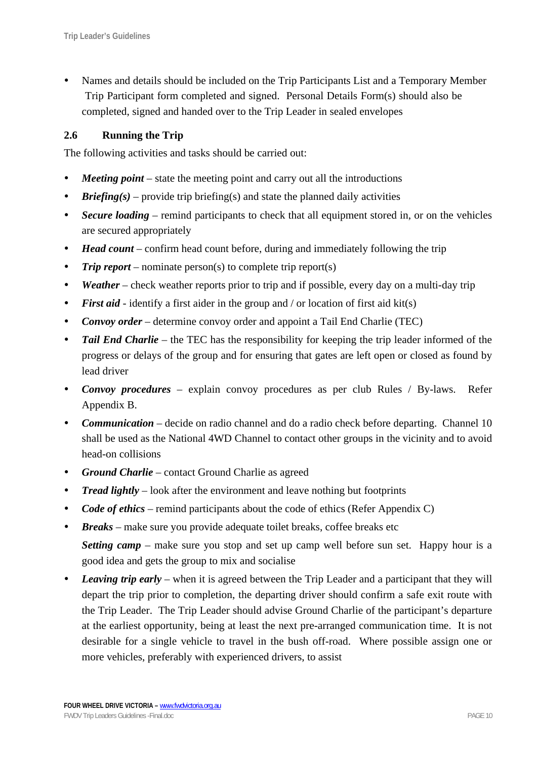- Names and details should be included on the Trip Participants List and a Temporary Member Trip Participant form completed and signed. Personal Details Form(s) should also be completed, signed and handed over to the Trip Leader in sealed envelopes

### 2.6 Running the Trip

The following activities and tasks should be carried out:

- ***Meeting point*** – state the meeting point and carry out all the introductions
- ***Briefing(s)*** – provide trip briefing(s) and state the planned daily activities
- ***Secure loading*** – remind participants to check that all equipment stored in, or on the vehicles are secured appropriately
- ***Head count*** – confirm head count before, during and immediately following the trip
- ***Trip report*** – nominate person(s) to complete trip report(s)
- ***Weather*** – check weather reports prior to trip and if possible, every day on a multi-day trip
- ***First aid*** - identify a first aider in the group and / or location of first aid kit(s)
- ***Convoy order*** – determine convoy order and appoint a Tail End Charlie (TEC)
- ***Tail End Charlie*** – the TEC has the responsibility for keeping the trip leader informed of the progress or delays of the group and for ensuring that gates are left open or closed as found by lead driver
- ***Convoy procedures*** – explain convoy procedures as per club Rules / By-laws. Refer Appendix B.
- ***Communication*** – decide on radio channel and do a radio check before departing. Channel 10 shall be used as the National 4WD Channel to contact other groups in the vicinity and to avoid head-on collisions
- ***Ground Charlie*** – contact Ground Charlie as agreed
- ***Tread lightly*** – look after the environment and leave nothing but footprints
- ***Code of ethics*** – remind participants about the code of ethics (Refer Appendix C)
- ***Breaks*** – make sure you provide adequate toilet breaks, coffee breaks etc

  ***Setting camp*** – make sure you stop and set up camp well before sun set. Happy hour is a good idea and gets the group to mix and socialise
- ***Leaving trip early*** – when it is agreed between the Trip Leader and a participant that they will depart the trip prior to completion, the departing driver should confirm a safe exit route with the Trip Leader. The Trip Leader should advise Ground Charlie of the participant's departure at the earliest opportunity, being at least the next pre-arranged communication time. It is not desirable for a single vehicle to travel in the bush off-road. Where possible assign one or more vehicles, preferably with experienced drivers, to assist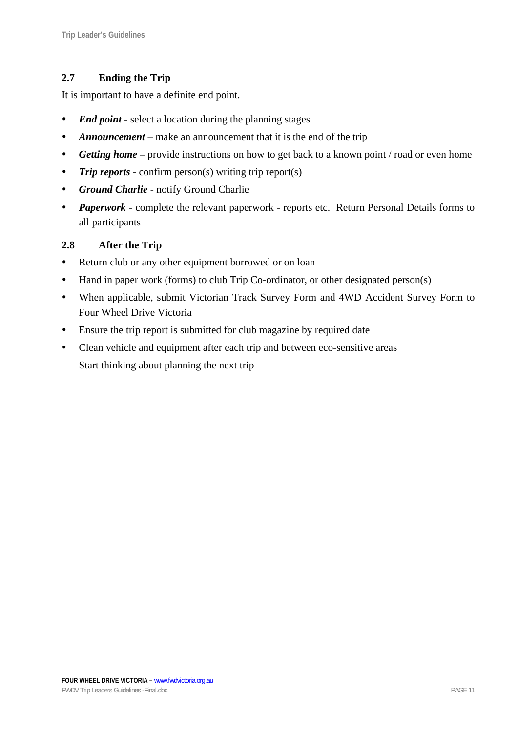## 2.7 Ending the Trip

It is important to have a definite end point.

- ***End point*** - select a location during the planning stages
- ***Announcement*** – make an announcement that it is the end of the trip
- ***Getting home*** – provide instructions on how to get back to a known point / road or even home
- ***Trip reports*** - confirm person(s) writing trip report(s)
- ***Ground Charlie*** - notify Ground Charlie
- ***Paperwork*** - complete the relevant paperwork - reports etc. Return Personal Details forms to all participants

## 2.8 After the Trip

- Return club or any other equipment borrowed or on loan
- Hand in paper work (forms) to club Trip Co-ordinator, or other designated person(s)
- When applicable, submit Victorian Track Survey Form and 4WD Accident Survey Form to Four Wheel Drive Victoria
- Ensure the trip report is submitted for club magazine by required date
- Clean vehicle and equipment after each trip and between eco-sensitive areas

  Start thinking about planning the next trip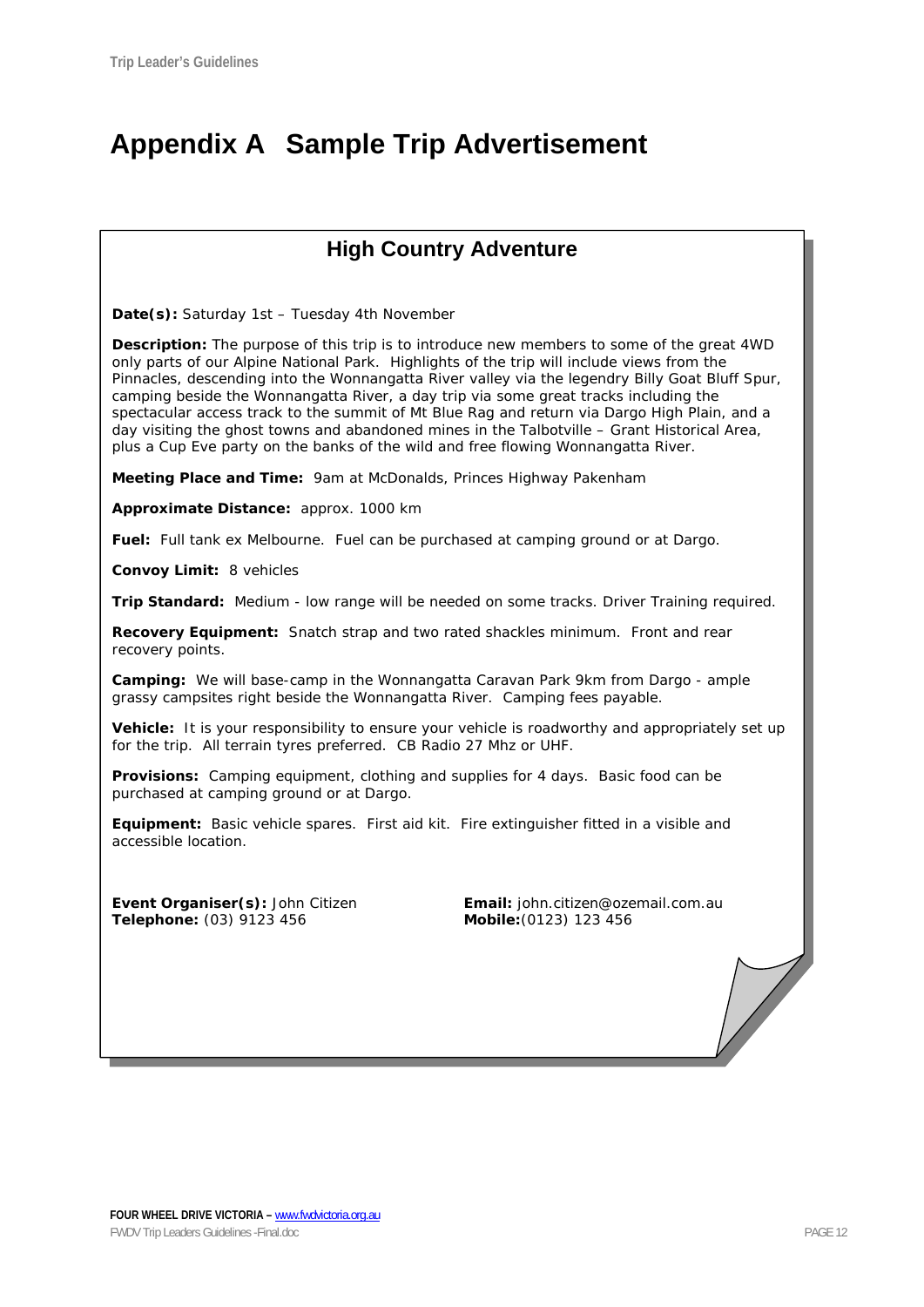# Appendix A Sample Trip Advertisement

## High Country Adventure

**Date(s):** Saturday 1st – Tuesday 4th November

**Description:** The purpose of this trip is to introduce new members to some of the great 4WD only parts of our Alpine National Park. Highlights of the trip will include views from the Pinnacles, descending into the Wonnangatta River valley via the legendry Billy Goat Bluff Spur, camping beside the Wonnangatta River, a day trip via some great tracks including the spectacular access track to the summit of Mt Blue Rag and return via Dargo High Plain, and a day visiting the ghost towns and abandoned mines in the Talbotville – Grant Historical Area, plus a Cup Eve party on the banks of the wild and free flowing Wonnangatta River.

**Meeting Place and Time:** 9am at McDonalds, Princes Highway Pakenham

**Approximate Distance:** approx. 1000 km

**Fuel:** Full tank ex Melbourne. Fuel can be purchased at camping ground or at Dargo.

**Convoy Limit:** 8 vehicles

**Trip Standard:** Medium - low range will be needed on some tracks. Driver Training required.

**Recovery Equipment:** Snatch strap and two rated shackles minimum. Front and rear recovery points.

**Camping:** We will base-camp in the Wonnangatta Caravan Park 9km from Dargo - ample grassy campsites right beside the Wonnangatta River. Camping fees payable.

**Vehicle:** It is your responsibility to ensure your vehicle is roadworthy and appropriately set up for the trip. All terrain tyres preferred. CB Radio 27 Mhz or UHF.

**Provisions:** Camping equipment, clothing and supplies for 4 days. Basic food can be purchased at camping ground or at Dargo.

**Equipment:** Basic vehicle spares. First aid kit. Fire extinguisher fitted in a visible and accessible location.

**Event Organiser(s):** John Citizen
**Telephone:** (03) 9123 456

**Email:** john.citizen@ozemail.com.au
**Mobile:**(0123) 123 456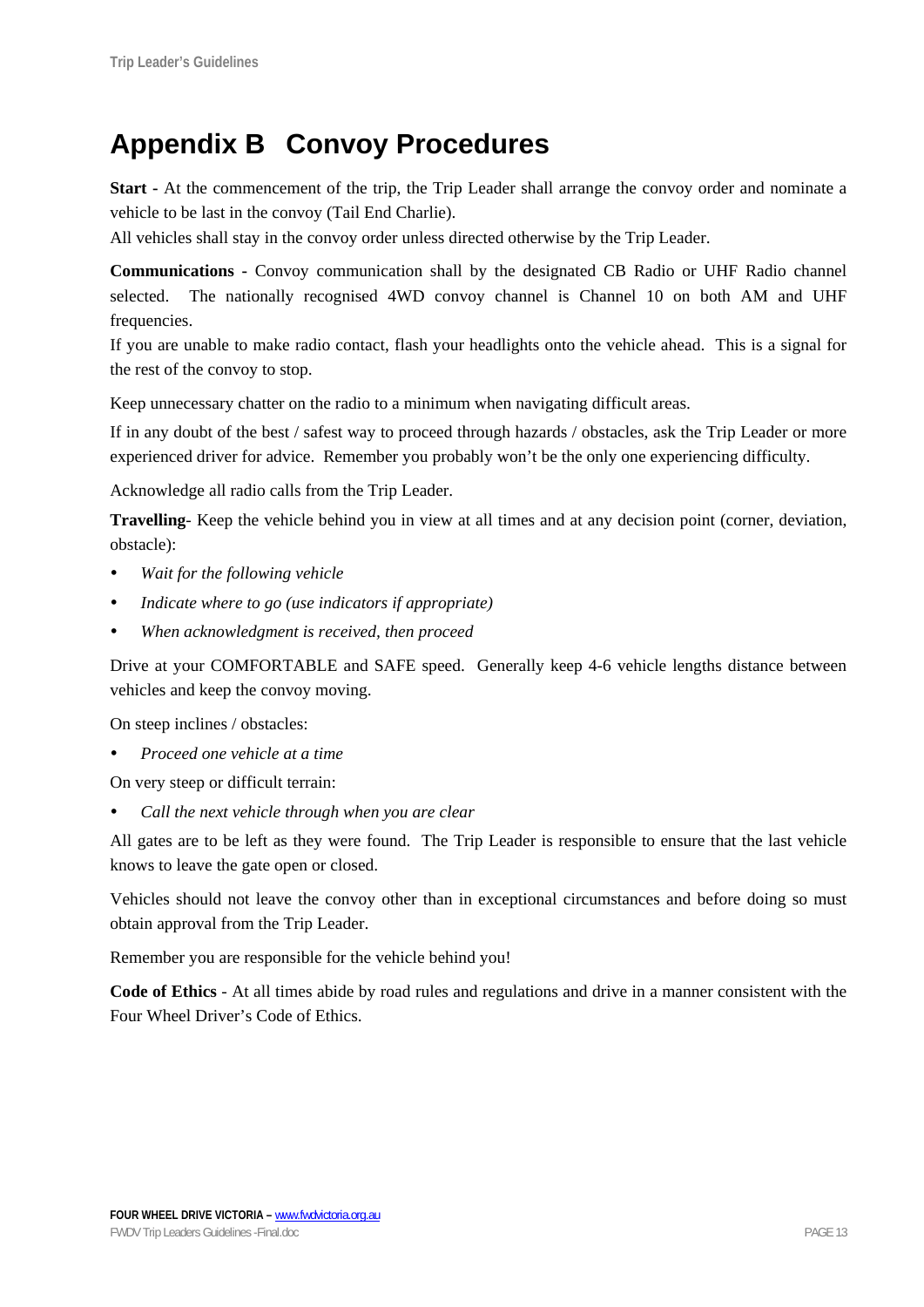# Appendix B Convoy Procedures

**Start** - At the commencement of the trip, the Trip Leader shall arrange the convoy order and nominate a vehicle to be last in the convoy (Tail End Charlie).
All vehicles shall stay in the convoy order unless directed otherwise by the Trip Leader.

**Communications** - Convoy communication shall by the designated CB Radio or UHF Radio channel selected. The nationally recognised 4WD convoy channel is Channel 10 on both AM and UHF frequencies.
If you are unable to make radio contact, flash your headlights onto the vehicle ahead. This is a signal for the rest of the convoy to stop.

Keep unnecessary chatter on the radio to a minimum when navigating difficult areas.

If in any doubt of the best / safest way to proceed through hazards / obstacles, ask the Trip Leader or more experienced driver for advice. Remember you probably won't be the only one experiencing difficulty.

Acknowledge all radio calls from the Trip Leader.

**Travelling**- Keep the vehicle behind you in view at all times and at any decision point (corner, deviation, obstacle):

- *Wait for the following vehicle*
- *Indicate where to go (use indicators if appropriate)*
- *When acknowledgment is received, then proceed*

Drive at your COMFORTABLE and SAFE speed. Generally keep 4-6 vehicle lengths distance between vehicles and keep the convoy moving.

On steep inclines / obstacles:

- *Proceed one vehicle at a time*

On very steep or difficult terrain:

- *Call the next vehicle through when you are clear*

All gates are to be left as they were found. The Trip Leader is responsible to ensure that the last vehicle knows to leave the gate open or closed.

Vehicles should not leave the convoy other than in exceptional circumstances and before doing so must obtain approval from the Trip Leader.

Remember you are responsible for the vehicle behind you!

**Code of Ethics** - At all times abide by road rules and regulations and drive in a manner consistent with the Four Wheel Driver's Code of Ethics.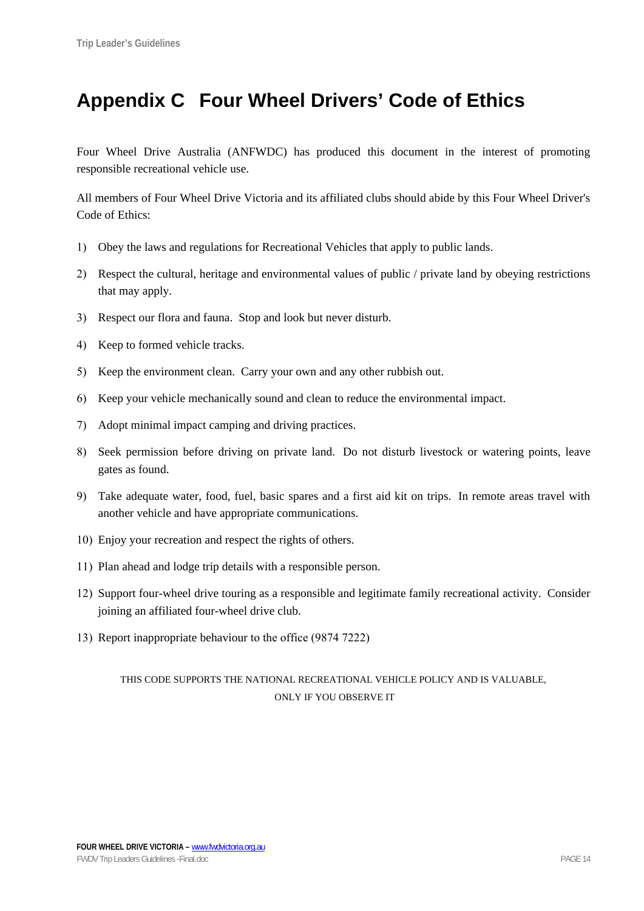# Appendix C Four Wheel Drivers' Code of Ethics

Four Wheel Drive Australia (ANFWDC) has produced this document in the interest of promoting responsible recreational vehicle use.

All members of Four Wheel Drive Victoria and its affiliated clubs should abide by this Four Wheel Driver's Code of Ethics:

1) Obey the laws and regulations for Recreational Vehicles that apply to public lands.
2) Respect the cultural, heritage and environmental values of public / private land by obeying restrictions that may apply.
3) Respect our flora and fauna. Stop and look but never disturb.
4) Keep to formed vehicle tracks.
5) Keep the environment clean. Carry your own and any other rubbish out.
6) Keep your vehicle mechanically sound and clean to reduce the environmental impact.
7) Adopt minimal impact camping and driving practices.
8) Seek permission before driving on private land. Do not disturb livestock or watering points, leave gates as found.
9) Take adequate water, food, fuel, basic spares and a first aid kit on trips. In remote areas travel with another vehicle and have appropriate communications.
10) Enjoy your recreation and respect the rights of others.
11) Plan ahead and lodge trip details with a responsible person.
12) Support four-wheel drive touring as a responsible and legitimate family recreational activity. Consider joining an affiliated four-wheel drive club.
13) Report inappropriate behaviour to the office (9874 7222)

THIS CODE SUPPORTS THE NATIONAL RECREATIONAL VEHICLE POLICY AND IS VALUABLE, ONLY IF YOU OBSERVE IT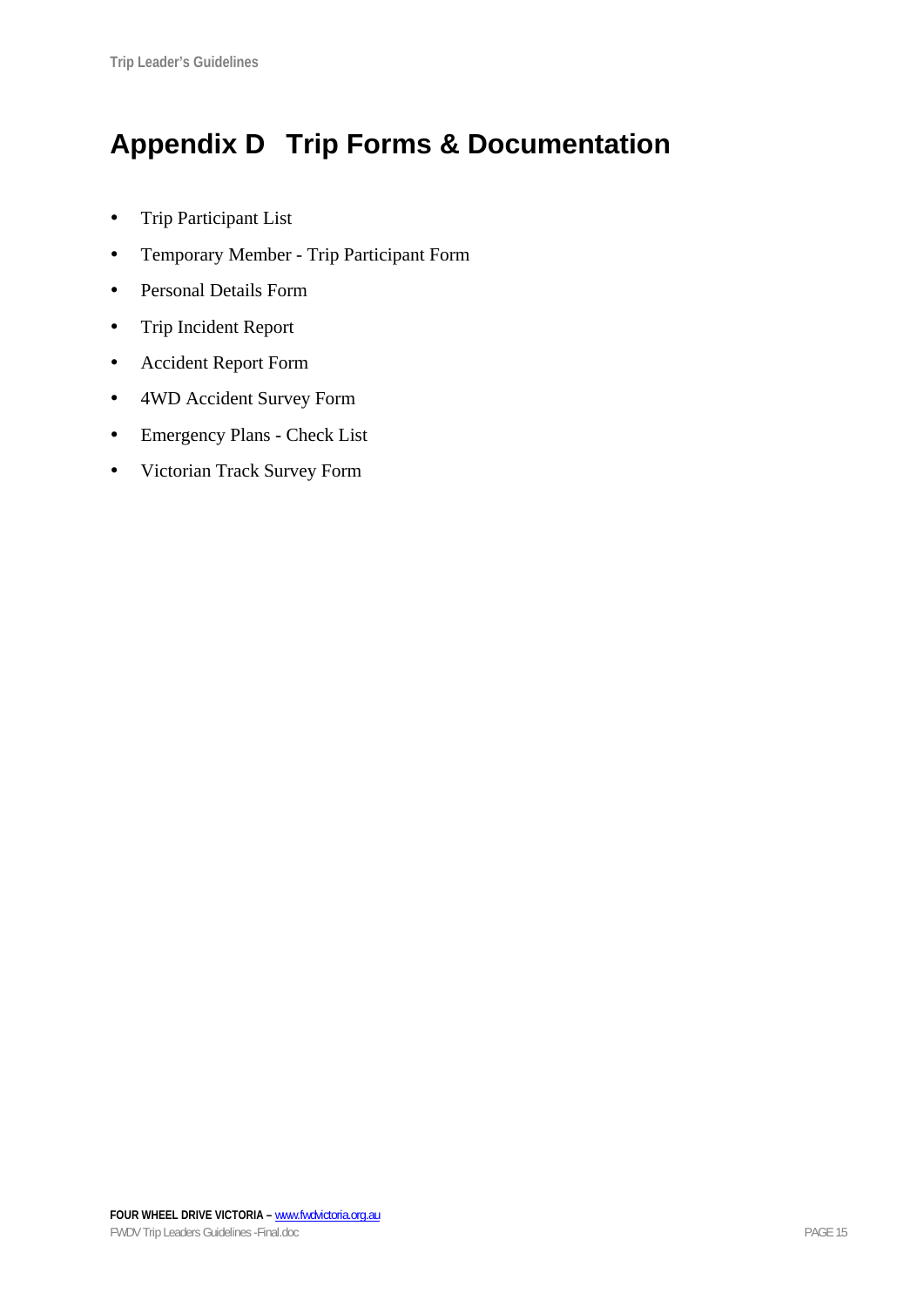# Appendix D Trip Forms & Documentation

- Trip Participant List
- Temporary Member - Trip Participant Form
- Personal Details Form
- Trip Incident Report
- Accident Report Form
- 4WD Accident Survey Form
- Emergency Plans - Check List
- Victorian Track Survey Form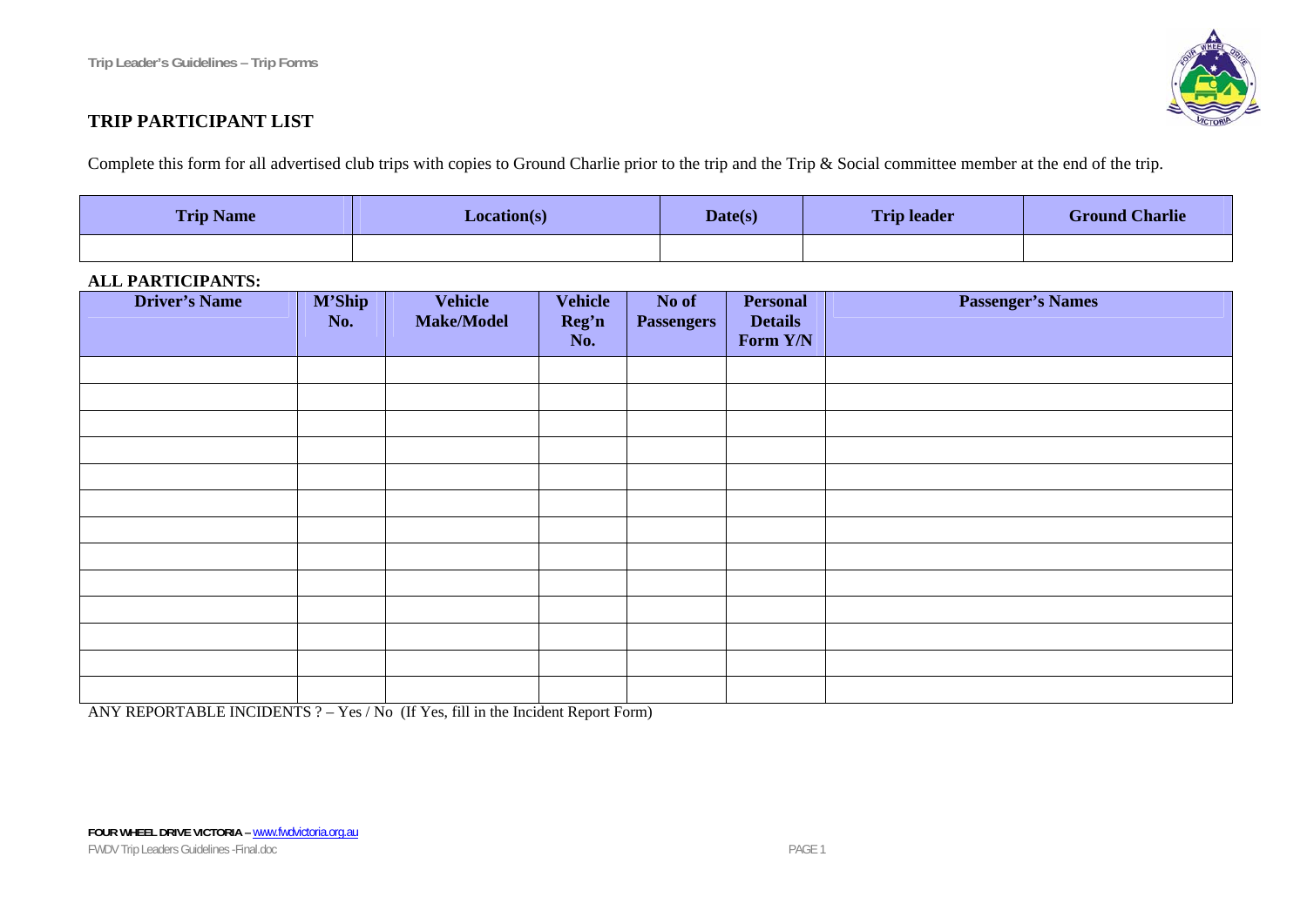## TRIP PARTICIPANT LIST

Complete this form for all advertised club trips with copies to Ground Charlie prior to the trip and the Trip & Social committee member at the end of the trip.

| Trip Name | Location(s) | Date(s) | Trip leader | Ground Charlie |
|---|---|---|---|---|
| | | | | |

**ALL PARTICIPANTS:**

| Driver's Name | M'Ship No. | Vehicle Make/Model | Vehicle Reg'n No. | No of Passengers | Personal Details Form Y/N | Passenger's Names |
|---|---|---|---|---|---|---|
| | | | | | | |
| | | | | | | |
| | | | | | | |
| | | | | | | |
| | | | | | | |
| | | | | | | |
| | | | | | | |
| | | | | | | |
| | | | | | | |
| | | | | | | |
| | | | | | | |
| | | | | | | |
| | | | | | | |

ANY REPORTABLE INCIDENTS ? – Yes / No (If Yes, fill in the Incident Report Form)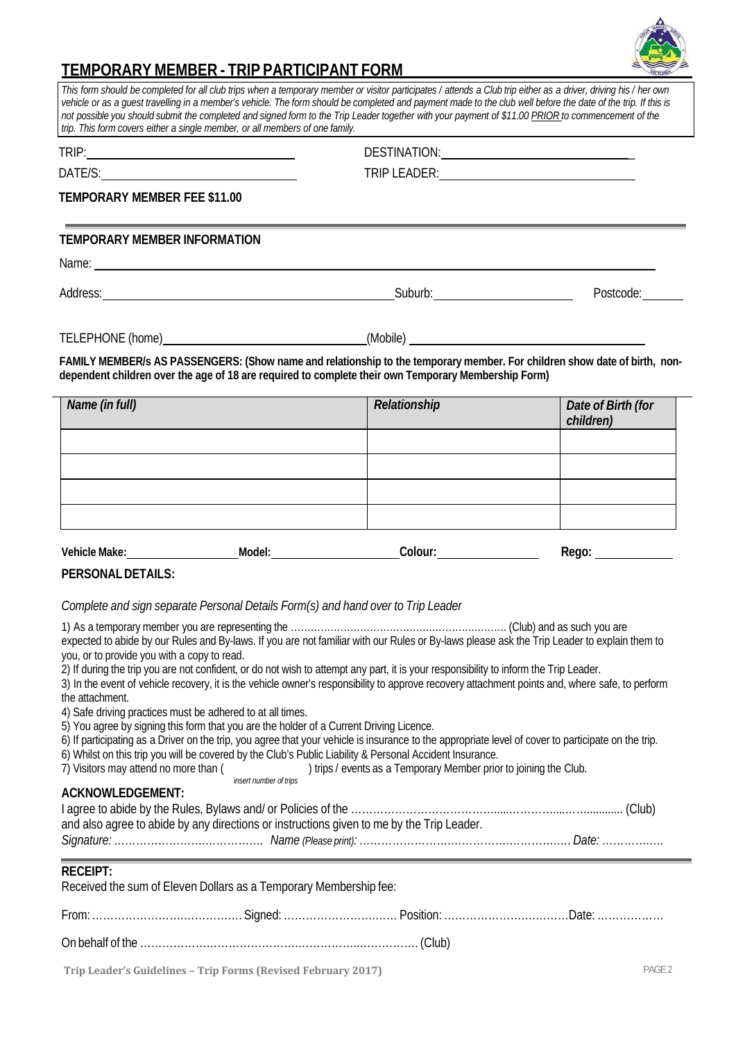# TEMPORARY MEMBER - TRIP PARTICIPANT FORM

*This form should be completed for all club trips when a temporary member or visitor participates / attends a Club trip either as a driver, driving his / her own vehicle or as a guest travelling in a member's vehicle. The form should be completed and payment made to the club well before the date of the trip. If this is not possible you should submit the completed and signed form to the Trip Leader together with your payment of $11.00 PRIOR to commencement of the trip. This form covers either a single member, or all members of one family.*

TRIP: ______________________________ DESTINATION: ______________________________

DATE/S: ______________________________ TRIP LEADER: ______________________________

**TEMPORARY MEMBER FEE $11.00**

**TEMPORARY MEMBER INFORMATION**

Name: ____________________________________________________________

Address: ______________________________ Suburb: ____________________ Postcode: ________

TELEPHONE (home) ______________________________ (Mobile) ______________________________

**FAMILY MEMBER/s AS PASSENGERS: (Show name and relationship to the temporary member. For children show date of birth, non-dependent children over the age of 18 are required to complete their own Temporary Membership Form)**

| *Name (in full)* | *Relationship* | *Date of Birth (for children)* |
|---|---|---|
| | | |
| | | |
| | | |
| | | |

**Vehicle Make:** ____________ **Model:** ____________ **Colour:** ____________ **Rego:** ____________

**PERSONAL DETAILS:**

*Complete and sign separate Personal Details Form(s) and hand over to Trip Leader*

1) As a temporary member you are representing the …………………………………………………… (Club) and as such you are expected to abide by our Rules and By-laws. If you are not familiar with our Rules or By-laws please ask the Trip Leader to explain them to you, or to provide you with a copy to read.
2) If during the trip you are not confident, or do not wish to attempt any part, it is your responsibility to inform the Trip Leader.
3) In the event of vehicle recovery, it is the vehicle owner's responsibility to approve recovery attachment points and, where safe, to perform the attachment.
4) Safe driving practices must be adhered to at all times.
5) You agree by signing this form that you are the holder of a Current Driving Licence.
6) If participating as a Driver on the trip, you agree that your vehicle is insurance to the appropriate level of cover to participate on the trip.
6) Whilst on this trip you will be covered by the Club's Public Liability & Personal Accident Insurance.
7) Visitors may attend no more than ( &nbsp;&nbsp;&nbsp;&nbsp;&nbsp;&nbsp;&nbsp;&nbsp; ) trips / events as a Temporary Member prior to joining the Club.
*insert number of trips*

**ACKNOWLEDGEMENT:**

I agree to abide by the Rules, Bylaws and/ or Policies of the ………………………………………………………… (Club) and also agree to abide by any directions or instructions given to me by the Trip Leader.

*Signature:* …………………………………… *Name (Please print):* …………………………………………………… *Date:* ……………

**RECEIPT:**

Received the sum of Eleven Dollars as a Temporary Membership fee:

From: …………………………………… Signed: ………………………… Position: …………………………… Date: ………………

On behalf of the …………………………………………………………………… (Club)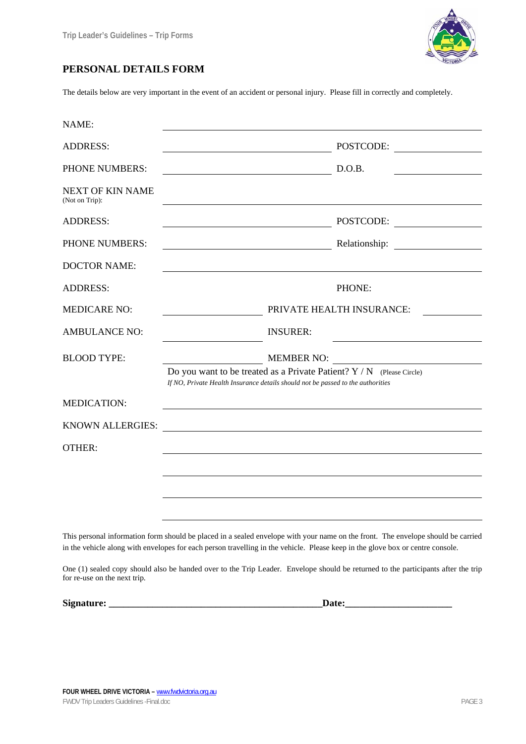## PERSONAL DETAILS FORM

The details below are very important in the event of an accident or personal injury. Please fill in correctly and completely.

NAME: ______________________________________________

ADDRESS: ____________________ POSTCODE: __________

PHONE NUMBERS: ____________________ D.O.B. __________

NEXT OF KIN NAME (Not on Trip): ______________________________________________

ADDRESS: ____________________ POSTCODE: __________

PHONE NUMBERS: ____________________ Relationship: __________

DOCTOR NAME: ______________________________________________

ADDRESS: PHONE:

MEDICARE NO: ____________ PRIVATE HEALTH INSURANCE: __________

AMBULANCE NO: ____________ INSURER: ____________________

BLOOD TYPE: ____________ MEMBER NO: ____________________

Do you want to be treated as a Private Patient? Y / N (Please Circle)

*If NO, Private Health Insurance details should not be passed to the authorities*

MEDICATION: ______________________________________________

KNOWN ALLERGIES: ______________________________________________

OTHER: ______________________________________________

______________________________________________

______________________________________________

______________________________________________

This personal information form should be placed in a sealed envelope with your name on the front. The envelope should be carried in the vehicle along with envelopes for each person travelling in the vehicle. Please keep in the glove box or centre console.

One (1) sealed copy should also be handed over to the Trip Leader. Envelope should be returned to the participants after the trip for re-use on the next trip.

**Signature: ____________________________________________Date:_____________________**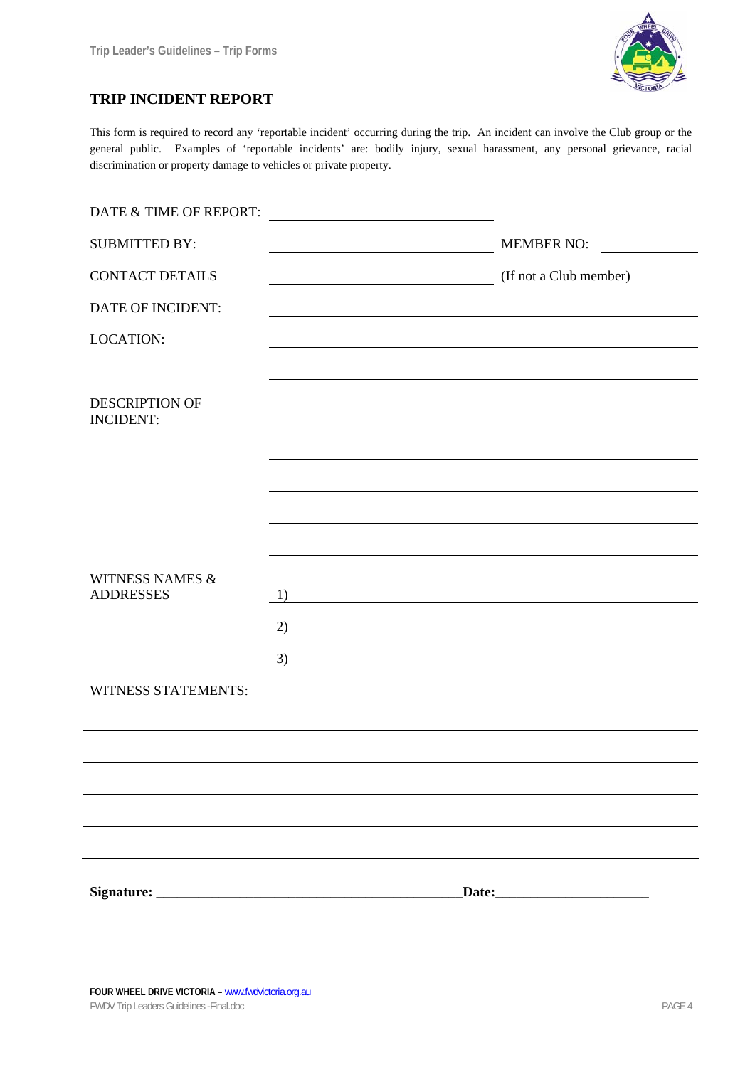# TRIP INCIDENT REPORT

This form is required to record any 'reportable incident' occurring during the trip. An incident can involve the Club group or the general public. Examples of 'reportable incidents' are: bodily injury, sexual harassment, any personal grievance, racial discrimination or property damage to vehicles or private property.

DATE & TIME OF REPORT: ______________________________

SUBMITTED BY: ______________________________ MEMBER NO: ____________

CONTACT DETAILS ______________________________ (If not a Club member)

DATE OF INCIDENT: ______________________________

LOCATION: ______________________________

______________________________

DESCRIPTION OF INCIDENT: ______________________________

______________________________

______________________________

______________________________

______________________________

WITNESS NAMES & ADDRESSES

1) ______________________________

2) ______________________________

3) ______________________________

WITNESS STATEMENTS: ______________________________

______________________________

______________________________

______________________________

______________________________

______________________________

**Signature: ____________________________________________Date:______________________**

**FOUR WHEEL DRIVE VICTORIA –** www.fwdvictoria.org.au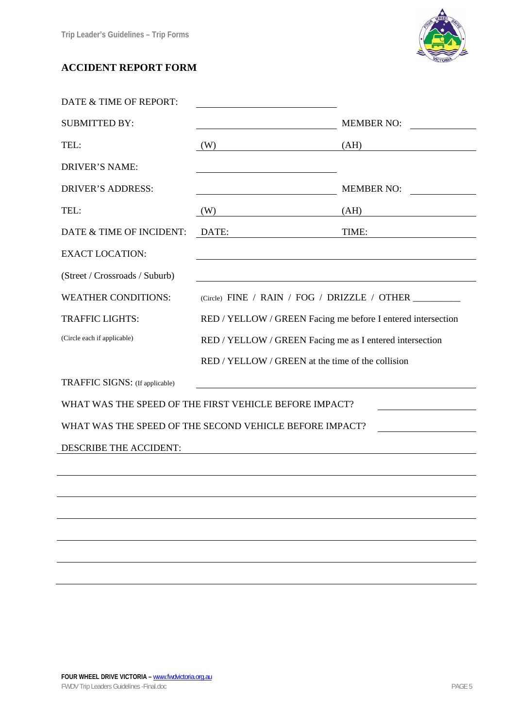## ACCIDENT REPORT FORM

DATE & TIME OF REPORT: ______________________

SUBMITTED BY: ______________________ MEMBER NO: __________

TEL: (W) ______________________ (AH) ______________________

DRIVER'S NAME: ______________________

DRIVER'S ADDRESS: ______________________ MEMBER NO: __________

TEL: (W) ______________________ (AH) ______________________

DATE & TIME OF INCIDENT: DATE: ______________________ TIME: ______________________

EXACT LOCATION: ______________________________________________

(Street / Crossroads / Suburb) ______________________________________________

WEATHER CONDITIONS: (Circle) FINE / RAIN / FOG / DRIZZLE / OTHER __________

TRAFFIC LIGHTS: RED / YELLOW / GREEN Facing me before I entered intersection

(Circle each if applicable) RED / YELLOW / GREEN Facing me as I entered intersection

RED / YELLOW / GREEN at the time of the collision

TRAFFIC SIGNS: (If applicable) ______________________________________________

WHAT WAS THE SPEED OF THE FIRST VEHICLE BEFORE IMPACT? __________

WHAT WAS THE SPEED OF THE SECOND VEHICLE BEFORE IMPACT? __________

DESCRIBE THE ACCIDENT: ______________________________________________

______________________________________________________________________

______________________________________________________________________

______________________________________________________________________

______________________________________________________________________

______________________________________________________________________

______________________________________________________________________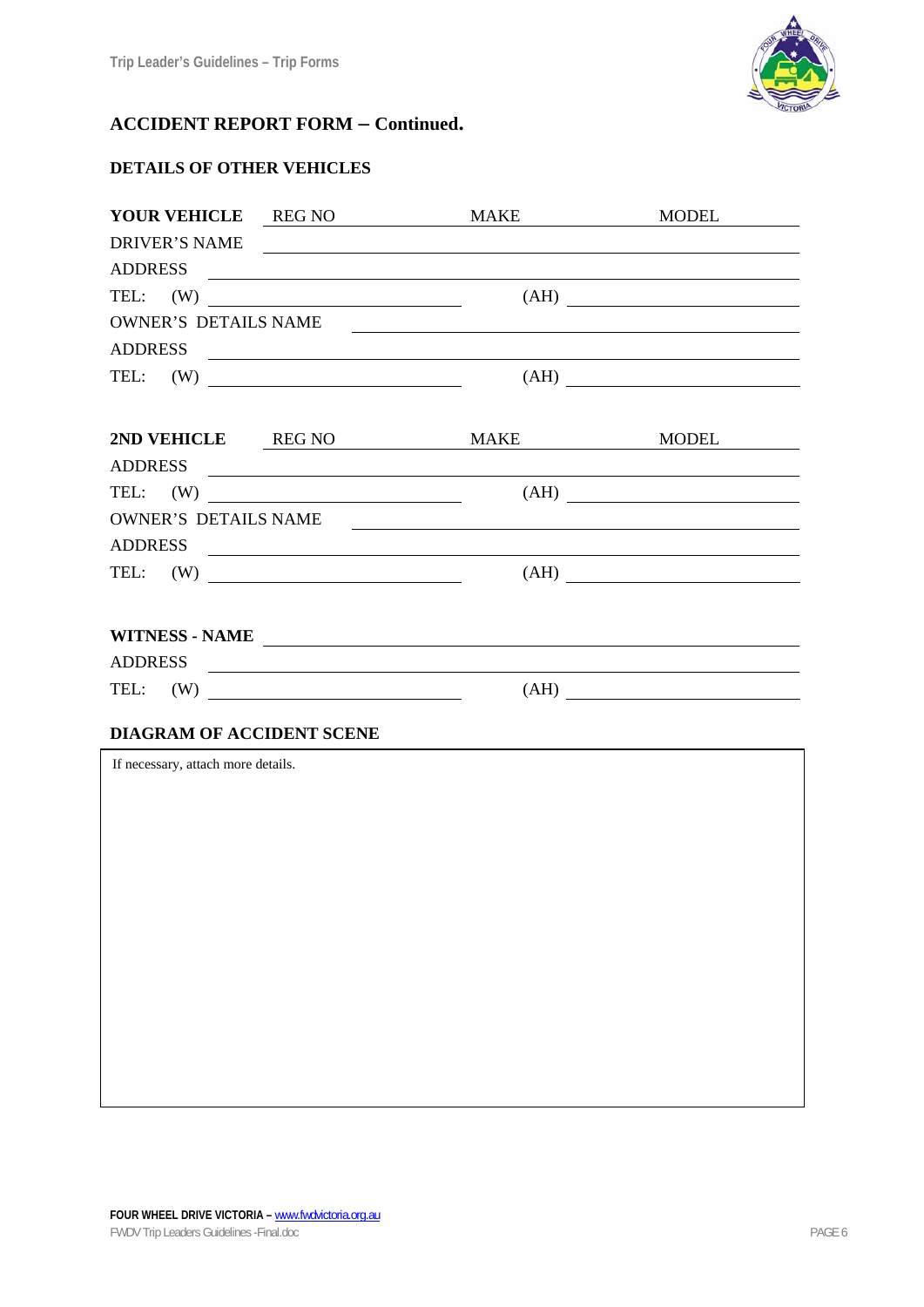## ACCIDENT REPORT FORM – Continued.

### DETAILS OF OTHER VEHICLES

**YOUR VEHICLE** REG NO ______________ MAKE ______________ MODEL ______________

DRIVER'S NAME ____________________________________________

ADDRESS ____________________________________________

TEL: (W) ______________________ (AH) ______________________

OWNER'S DETAILS NAME ____________________________________________

ADDRESS ____________________________________________

TEL: (W) ______________________ (AH) ______________________

**2ND VEHICLE** REG NO ______________ MAKE ______________ MODEL ______________

ADDRESS ____________________________________________

TEL: (W) ______________________ (AH) ______________________

OWNER'S DETAILS NAME ____________________________________________

ADDRESS ____________________________________________

TEL: (W) ______________________ (AH) ______________________

**WITNESS - NAME** ____________________________________________

ADDRESS ____________________________________________

TEL: (W) ______________________ (AH) ______________________

### DIAGRAM OF ACCIDENT SCENE

If necessary, attach more details.

**FOUR WHEEL DRIVE VICTORIA –** www.fwdvictoria.org.au

FWDV Trip Leaders Guidelines -Final.doc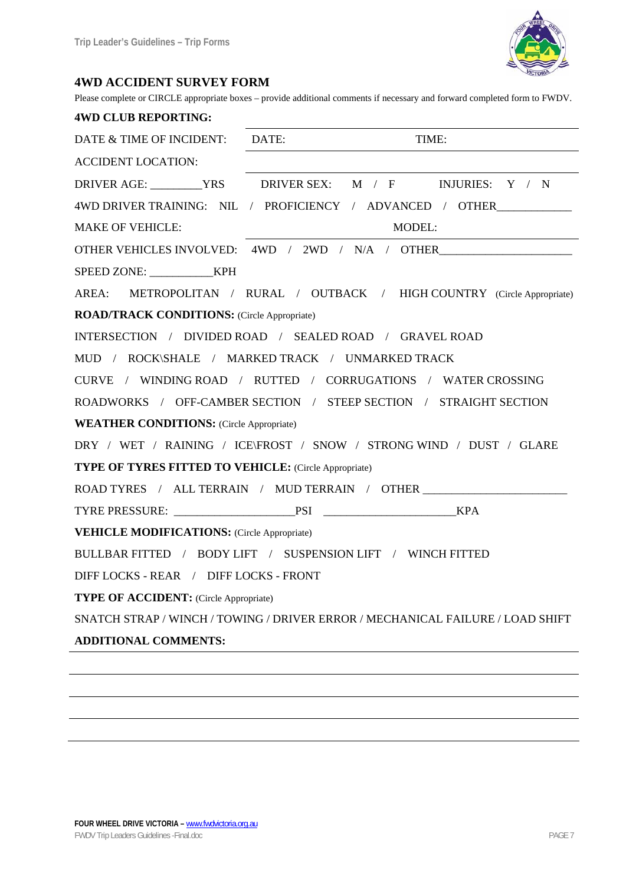## 4WD ACCIDENT SURVEY FORM

Please complete or CIRCLE appropriate boxes – provide additional comments if necessary and forward completed form to FWDV.

**4WD CLUB REPORTING:**

DATE & TIME OF INCIDENT: DATE: TIME:

ACCIDENT LOCATION:

DRIVER AGE: _________YRS DRIVER SEX: M / F INJURIES: Y / N

4WD DRIVER TRAINING: NIL / PROFICIENCY / ADVANCED / OTHER_____________

MAKE OF VEHICLE: MODEL:

OTHER VEHICLES INVOLVED: 4WD / 2WD / N/A / OTHER_______________________

SPEED ZONE: ___________KPH

AREA: METROPOLITAN / RURAL / OUTBACK / HIGH COUNTRY (Circle Appropriate)

**ROAD/TRACK CONDITIONS:** (Circle Appropriate)

INTERSECTION / DIVIDED ROAD / SEALED ROAD / GRAVEL ROAD

MUD / ROCK\SHALE / MARKED TRACK / UNMARKED TRACK

CURVE / WINDING ROAD / RUTTED / CORRUGATIONS / WATER CROSSING

ROADWORKS / OFF-CAMBER SECTION / STEEP SECTION / STRAIGHT SECTION

**WEATHER CONDITIONS:** (Circle Appropriate)

DRY / WET / RAINING / ICE\FROST / SNOW / STRONG WIND / DUST / GLARE

**TYPE OF TYRES FITTED TO VEHICLE:** (Circle Appropriate)

ROAD TYRES / ALL TERRAIN / MUD TERRAIN / OTHER _________________________

TYRE PRESSURE: _____________________PSI _______________________KPA

**VEHICLE MODIFICATIONS:** (Circle Appropriate)

BULLBAR FITTED / BODY LIFT / SUSPENSION LIFT / WINCH FITTED

DIFF LOCKS - REAR / DIFF LOCKS - FRONT

**TYPE OF ACCIDENT:** (Circle Appropriate)

SNATCH STRAP / WINCH / TOWING / DRIVER ERROR / MECHANICAL FAILURE / LOAD SHIFT

**ADDITIONAL COMMENTS:**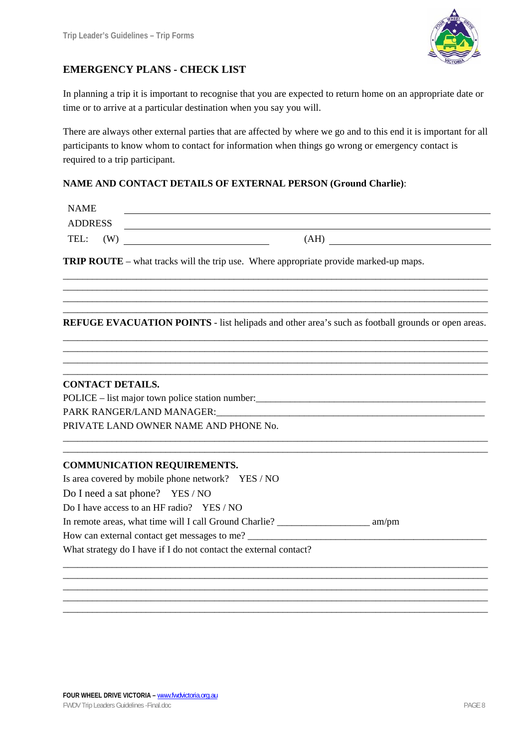## EMERGENCY PLANS - CHECK LIST

In planning a trip it is important to recognise that you are expected to return home on an appropriate date or time or to arrive at a particular destination when you say you will.

There are always other external parties that are affected by where we go and to this end it is important for all participants to know whom to contact for information when things go wrong or emergency contact is required to a trip participant.

**NAME AND CONTACT DETAILS OF EXTERNAL PERSON (Ground Charlie)**:

NAME ____________________________________________

ADDRESS ____________________________________________

TEL: (W) ______________________ (AH) ______________________

**TRIP ROUTE** – what tracks will the trip use. Where appropriate provide marked-up maps.

______________________________________________________________________

______________________________________________________________________

______________________________________________________________________

______________________________________________________________________

**REFUGE EVACUATION POINTS** - list helipads and other area's such as football grounds or open areas.

______________________________________________________________________

______________________________________________________________________

______________________________________________________________________

______________________________________________________________________

**CONTACT DETAILS.**

POLICE – list major town police station number:_______________________________________________

PARK RANGER/LAND MANAGER:_______________________________________________________

PRIVATE LAND OWNER NAME AND PHONE No.

______________________________________________________________________

______________________________________________________________________

**COMMUNICATION REQUIREMENTS.**

Is area covered by mobile phone network? YES / NO

Do I need a sat phone? YES / NO

Do I have access to an HF radio? YES / NO

In remote areas, what time will I call Ground Charlie? __________________ am/pm

How can external contact get messages to me? ______________________________________________

What strategy do I have if I do not contact the external contact?

______________________________________________________________________

______________________________________________________________________

______________________________________________________________________

______________________________________________________________________

______________________________________________________________________